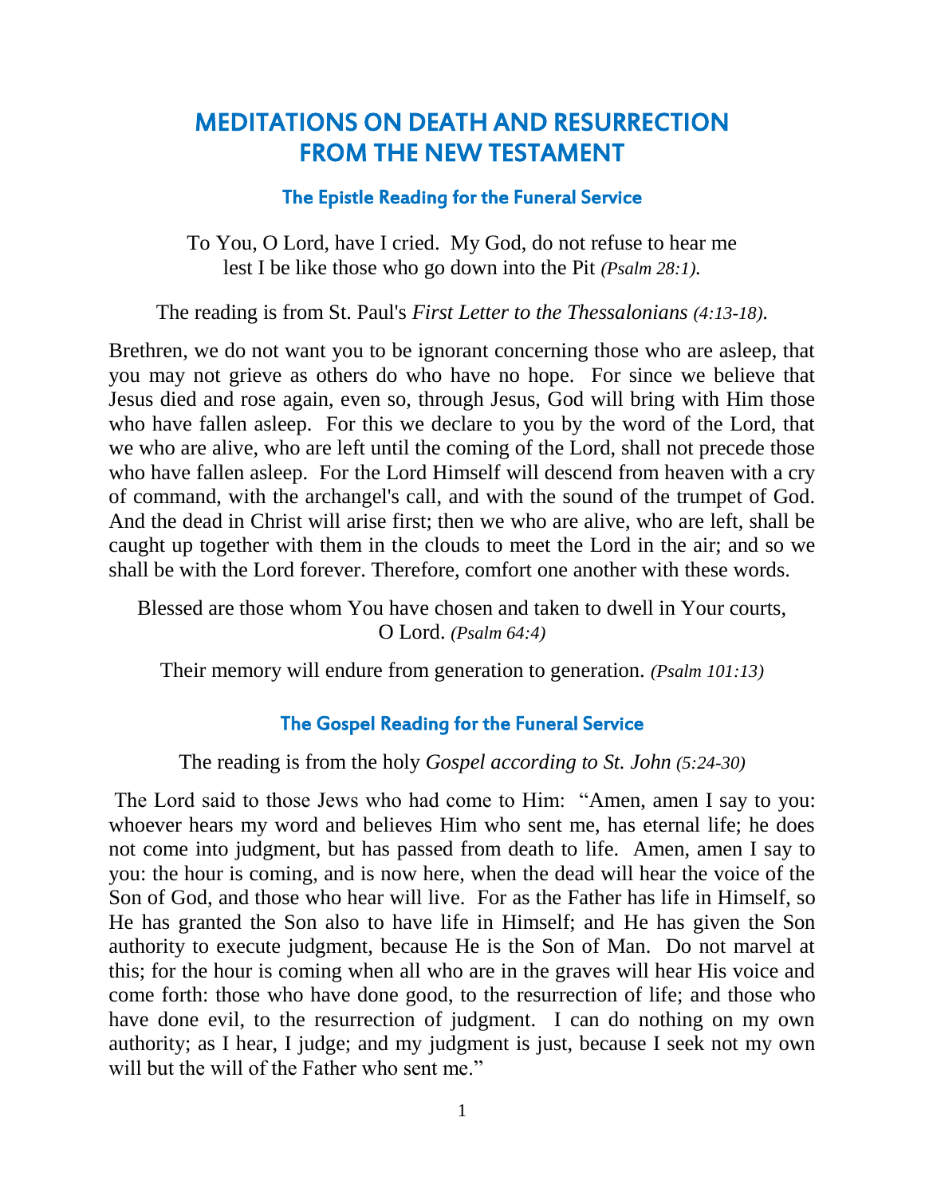# MEDITATIONS ON DEATH AND RESURRECTION FROM THE NEW TESTAMENT

## The Epistle Reading for the Funeral Service

To You, O Lord, have I cried. My God, do not refuse to hear me lest I be like those who go down into the Pit *(Psalm 28:1).*

The reading is from St. Paul's *First Letter to the Thessalonians (4:13-18)*.

Brethren, we do not want you to be ignorant concerning those who are asleep, that you may not grieve as others do who have no hope. For since we believe that Jesus died and rose again, even so, through Jesus, God will bring with Him those who have fallen asleep. For this we declare to you by the word of the Lord, that we who are alive, who are left until the coming of the Lord, shall not precede those who have fallen asleep. For the Lord Himself will descend from heaven with a cry of command, with the archangel's call, and with the sound of the trumpet of God. And the dead in Christ will arise first; then we who are alive, who are left, shall be caught up together with them in the clouds to meet the Lord in the air; and so we shall be with the Lord forever. Therefore, comfort one another with these words.

Blessed are those whom You have chosen and taken to dwell in Your courts, O Lord. *(Psalm 64:4)*

Their memory will endure from generation to generation. *(Psalm 101:13)*

## The Gospel Reading for the Funeral Service

The reading is from the holy *Gospel according to St. John (5:24-30)*

The Lord said to those Jews who had come to Him: "Amen, amen I say to you: whoever hears my word and believes Him who sent me, has eternal life; he does not come into judgment, but has passed from death to life. Amen, amen I say to you: the hour is coming, and is now here, when the dead will hear the voice of the Son of God, and those who hear will live. For as the Father has life in Himself, so He has granted the Son also to have life in Himself; and He has given the Son authority to execute judgment, because He is the Son of Man. Do not marvel at this; for the hour is coming when all who are in the graves will hear His voice and come forth: those who have done good, to the resurrection of life; and those who have done evil, to the resurrection of judgment. I can do nothing on my own authority; as I hear, I judge; and my judgment is just, because I seek not my own will but the will of the Father who sent me."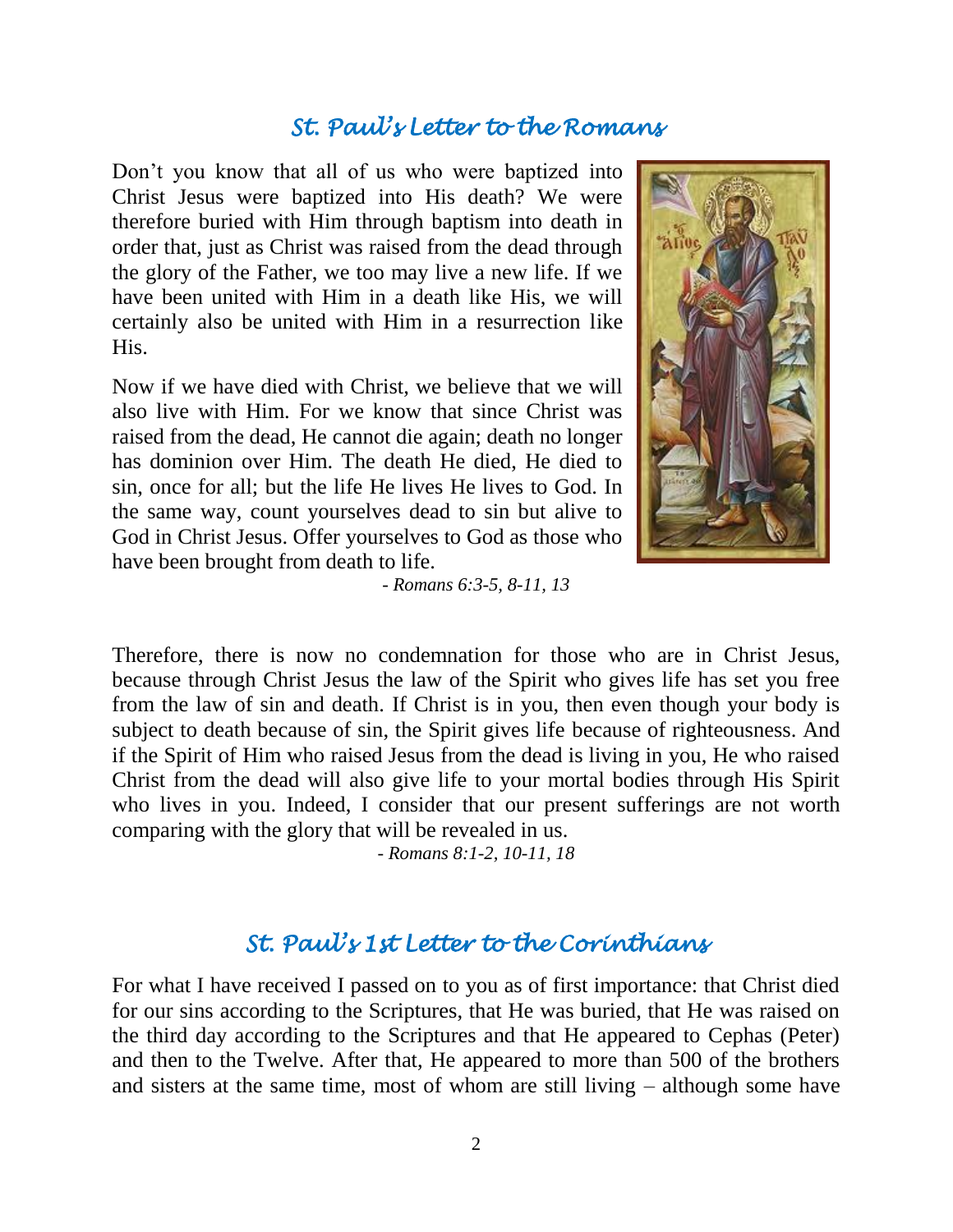## *St. Paul's Letter to the Romans*

Don't you know that all of us who were baptized into Christ Jesus were baptized into His death? We were therefore buried with Him through baptism into death in order that, just as Christ was raised from the dead through the glory of the Father, we too may live a new life. If we have been united with Him in a death like His, we will certainly also be united with Him in a resurrection like His.

Now if we have died with Christ, we believe that we will also live with Him. For we know that since Christ was raised from the dead, He cannot die again; death no longer has dominion over Him. The death He died, He died to sin, once for all; but the life He lives He lives to God. In the same way, count yourselves dead to sin but alive to God in Christ Jesus. Offer yourselves to God as those who have been brought from death to life.

*- Romans 6:3-5, 8-11, 13*

Therefore, there is now no condemnation for those who are in Christ Jesus, because through Christ Jesus the law of the Spirit who gives life has set you free from the law of sin and death. If Christ is in you, then even though your body is subject to death because of sin, the Spirit gives life because of righteousness. And if the Spirit of Him who raised Jesus from the dead is living in you, He who raised Christ from the dead will also give life to your mortal bodies through His Spirit who lives in you. Indeed, I consider that our present sufferings are not worth comparing with the glory that will be revealed in us.

*- Romans 8:1-2, 10-11, 18*

## *St. Paul's 1st Letter to the Corinthians*

For what I have received I passed on to you as of first importance: that Christ died for our sins according to the Scriptures, that He was buried, that He was raised on the third day according to the Scriptures and that He appeared to Cephas (Peter) and then to the Twelve. After that, He appeared to more than 500 of the brothers and sisters at the same time, most of whom are still living – although some have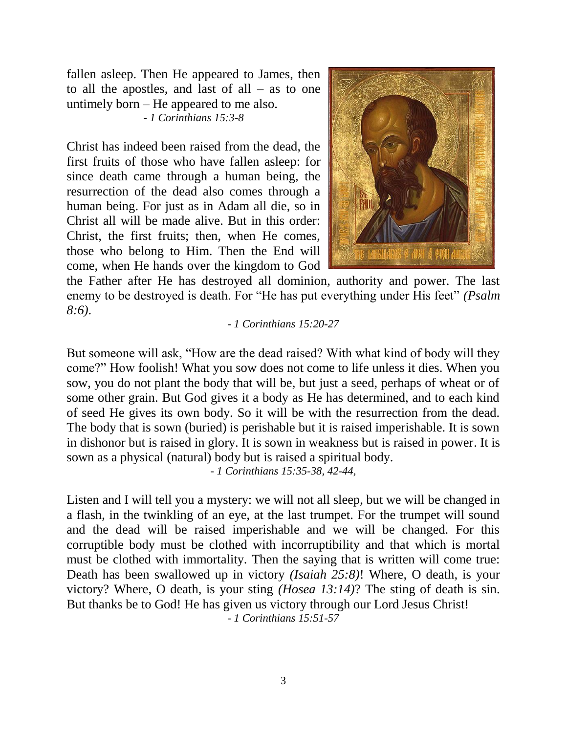fallen asleep. Then He appeared to James, then to all the apostles, and last of all – as to one untimely born – He appeared to me also.

*- 1 Corinthians 15:3-8*

Christ has indeed been raised from the dead, the first fruits of those who have fallen asleep: for since death came through a human being, the resurrection of the dead also comes through a human being. For just as in Adam all die, so in Christ all will be made alive. But in this order: Christ, the first fruits; then, when He comes, those who belong to Him. Then the End will come, when He hands over the kingdom to God the Father after He has destroyed all dominion, authority and power. The last enemy to be destroyed is death. For "He has put everything under His feet" *(Psalm 8:6)*.

*- 1 Corinthians 15:20-27*

But someone will ask, "How are the dead raised? With what kind of body will they come?" How foolish! What you sow does not come to life unless it dies. When you sow, you do not plant the body that will be, but just a seed, perhaps of wheat or of some other grain. But God gives it a body as He has determined, and to each kind of seed He gives its own body. So it will be with the resurrection from the dead. The body that is sown (buried) is perishable but it is raised imperishable. It is sown in dishonor but is raised in glory. It is sown in weakness but is raised in power. It is sown as a physical (natural) body but is raised a spiritual body.

*- 1 Corinthians 15:35-38, 42-44,*

Listen and I will tell you a mystery: we will not all sleep, but we will be changed in a flash, in the twinkling of an eye, at the last trumpet. For the trumpet will sound and the dead will be raised imperishable and we will be changed. For this corruptible body must be clothed with incorruptibility and that which is mortal must be clothed with immortality. Then the saying that is written will come true: Death has been swallowed up in victory *(Isaiah 25:8)*! Where, O death, is your victory? Where, O death, is your sting *(Hosea 13:14)*? The sting of death is sin. But thanks be to God! He has given us victory through our Lord Jesus Christ!

*- 1 Corinthians 15:51-57*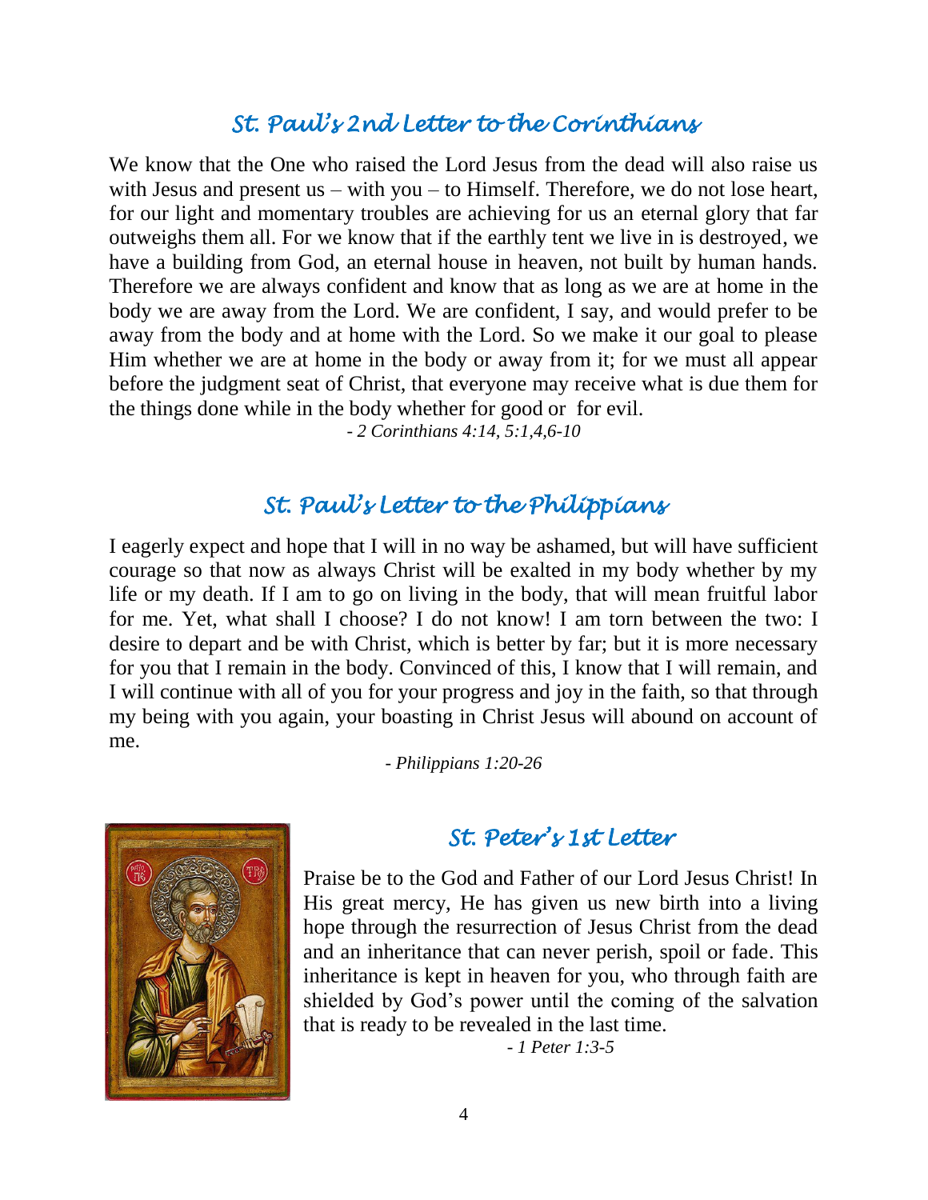## *St. Paul's 2nd Letter to the Corinthians*

We know that the One who raised the Lord Jesus from the dead will also raise us with Jesus and present us – with you – to Himself. Therefore, we do not lose heart, for our light and momentary troubles are achieving for us an eternal glory that far outweighs them all. For we know that if the earthly tent we live in is destroyed, we have a building from God, an eternal house in heaven, not built by human hands. Therefore we are always confident and know that as long as we are at home in the body we are away from the Lord. We are confident, I say, and would prefer to be away from the body and at home with the Lord. So we make it our goal to please Him whether we are at home in the body or away from it; for we must all appear before the judgment seat of Christ, that everyone may receive what is due them for the things done while in the body whether for good or for evil.

*- 2 Corinthians 4:14, 5:1,4,6-10*

## *St. Paul's Letter to the Philippians*

I eagerly expect and hope that I will in no way be ashamed, but will have sufficient courage so that now as always Christ will be exalted in my body whether by my life or my death. If I am to go on living in the body, that will mean fruitful labor for me. Yet, what shall I choose? I do not know! I am torn between the two: I desire to depart and be with Christ, which is better by far; but it is more necessary for you that I remain in the body. Convinced of this, I know that I will remain, and I will continue with all of you for your progress and joy in the faith, so that through my being with you again, your boasting in Christ Jesus will abound on account of me.

*- Philippians 1:20-26*

## *St. Peter's 1st Letter*

Praise be to the God and Father of our Lord Jesus Christ! In His great mercy, He has given us new birth into a living hope through the resurrection of Jesus Christ from the dead and an inheritance that can never perish, spoil or fade. This inheritance is kept in heaven for you, who through faith are shielded by God's power until the coming of the salvation that is ready to be revealed in the last time.

*- 1 Peter 1:3-5*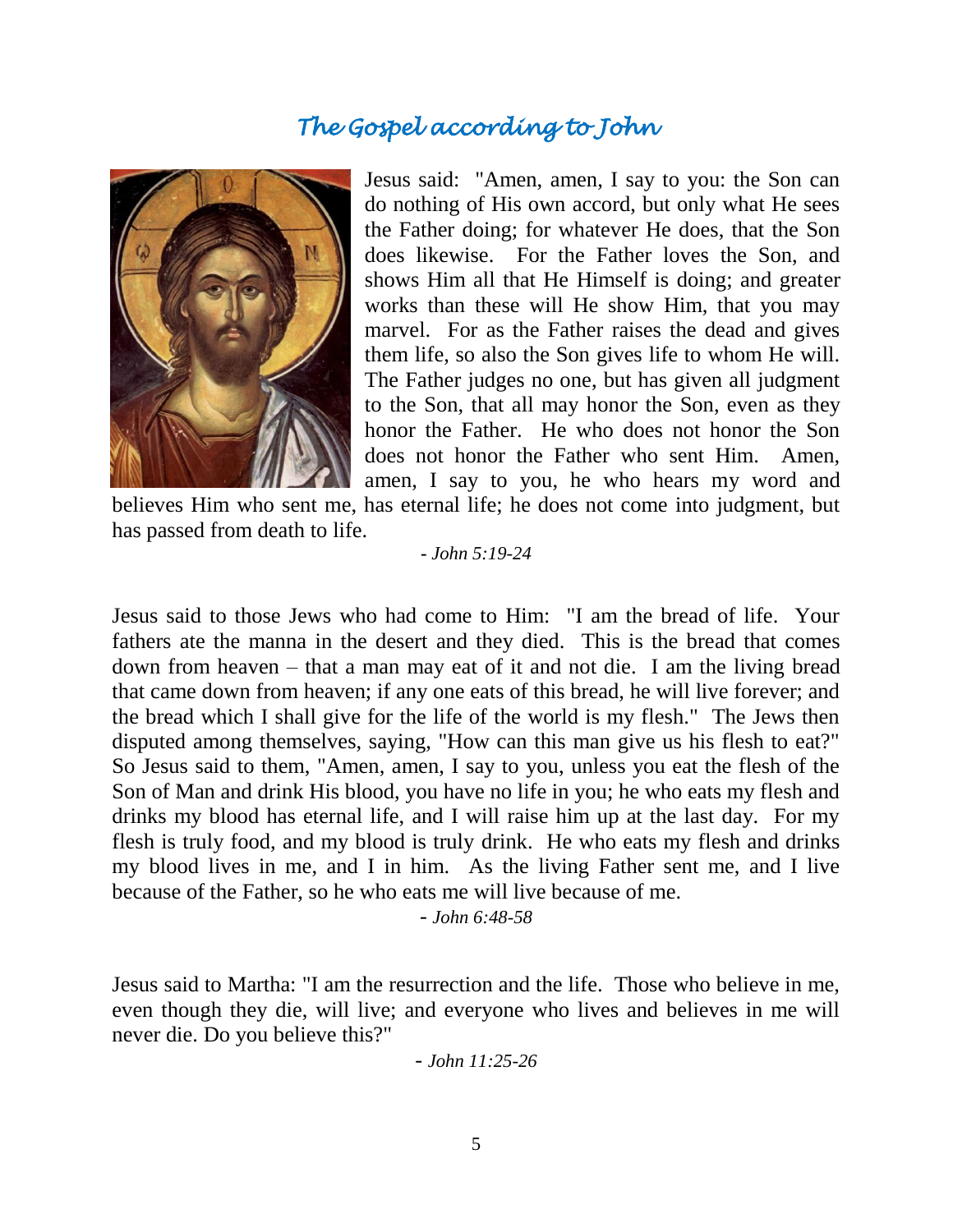# *The Gospel according to John*

Jesus said: "Amen, amen, I say to you: the Son can do nothing of His own accord, but only what He sees the Father doing; for whatever He does, that the Son does likewise. For the Father loves the Son, and shows Him all that He Himself is doing; and greater works than these will He show Him, that you may marvel. For as the Father raises the dead and gives them life, so also the Son gives life to whom He will. The Father judges no one, but has given all judgment to the Son, that all may honor the Son, even as they honor the Father. He who does not honor the Son does not honor the Father who sent Him. Amen, amen, I say to you, he who hears my word and believes Him who sent me, has eternal life; he does not come into judgment, but has passed from death to life.

- *John 5:19-24*

Jesus said to those Jews who had come to Him: "I am the bread of life. Your fathers ate the manna in the desert and they died. This is the bread that comes down from heaven – that a man may eat of it and not die. I am the living bread that came down from heaven; if any one eats of this bread, he will live forever; and the bread which I shall give for the life of the world is my flesh." The Jews then disputed among themselves, saying, "How can this man give us his flesh to eat?" So Jesus said to them, "Amen, amen, I say to you, unless you eat the flesh of the Son of Man and drink His blood, you have no life in you; he who eats my flesh and drinks my blood has eternal life, and I will raise him up at the last day. For my flesh is truly food, and my blood is truly drink. He who eats my flesh and drinks my blood lives in me, and I in him. As the living Father sent me, and I live because of the Father, so he who eats me will live because of me.

- *John 6:48-58*

Jesus said to Martha: "I am the resurrection and the life. Those who believe in me, even though they die, will live; and everyone who lives and believes in me will never die. Do you believe this?"

- *John 11:25-26*